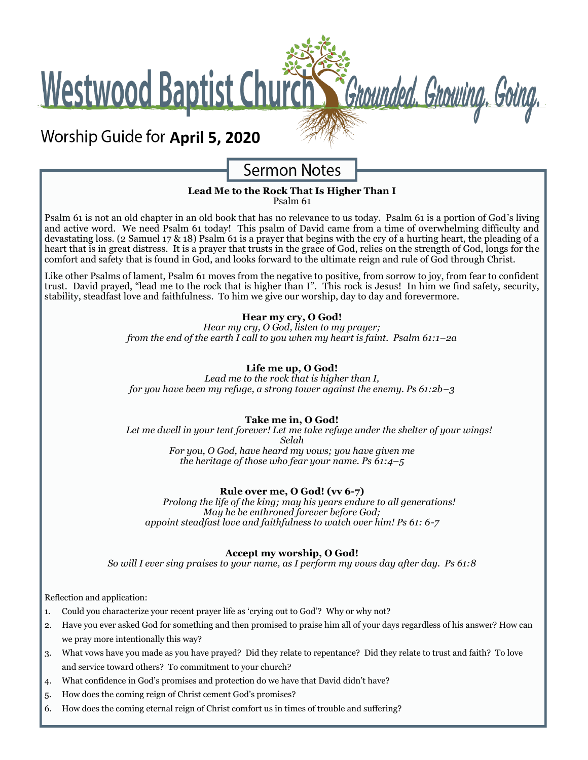# Westwood Baptist Church — Grounded. Growing. Going.

Worship Guide for **April 5, 2020**

## Sermon Notes

**Lead Me to the Rock That Is Higher Than I**
Psalm 61

Psalm 61 is not an old chapter in an old book that has no relevance to us today. Psalm 61 is a portion of God's living and active word. We need Psalm 61 today! This psalm of David came from a time of overwhelming difficulty and devastating loss. (2 Samuel 17 & 18) Psalm 61 is a prayer that begins with the cry of a hurting heart, the pleading of a heart that is in great distress. It is a prayer that trusts in the grace of God, relies on the strength of God, longs for the comfort and safety that is found in God, and looks forward to the ultimate reign and rule of God through Christ.

Like other Psalms of lament, Psalm 61 moves from the negative to positive, from sorrow to joy, from fear to confident trust. David prayed, "lead me to the rock that is higher than I". This rock is Jesus! In him we find safety, security, stability, steadfast love and faithfulness. To him we give our worship, day to day and forevermore.

**Hear my cry, O God!**
*Hear my cry, O God, listen to my prayer;*
*from the end of the earth I call to you when my heart is faint. Psalm 61:1–2a*

**Life me up, O God!**
*Lead me to the rock that is higher than I,*
*for you have been my refuge, a strong tower against the enemy. Ps 61:2b–3*

**Take me in, O God!**
*Let me dwell in your tent forever! Let me take refuge under the shelter of your wings!*
*Selah*
*For you, O God, have heard my vows; you have given me*
*the heritage of those who fear your name. Ps 61:4–5*

**Rule over me, O God! (vv 6-7)**
*Prolong the life of the king; may his years endure to all generations!*
*May he be enthroned forever before God;*
*appoint steadfast love and faithfulness to watch over him! Ps 61: 6-7*

**Accept my worship, O God!**
*So will I ever sing praises to your name, as I perform my vows day after day. Ps 61:8*

Reflection and application:

1. Could you characterize your recent prayer life as 'crying out to God'? Why or why not?
2. Have you ever asked God for something and then promised to praise him all of your days regardless of his answer? How can we pray more intentionally this way?
3. What vows have you made as you have prayed? Did they relate to repentance? Did they relate to trust and faith? To love and service toward others? To commitment to your church?
4. What confidence in God's promises and protection do we have that David didn't have?
5. How does the coming reign of Christ cement God's promises?
6. How does the coming eternal reign of Christ comfort us in times of trouble and suffering?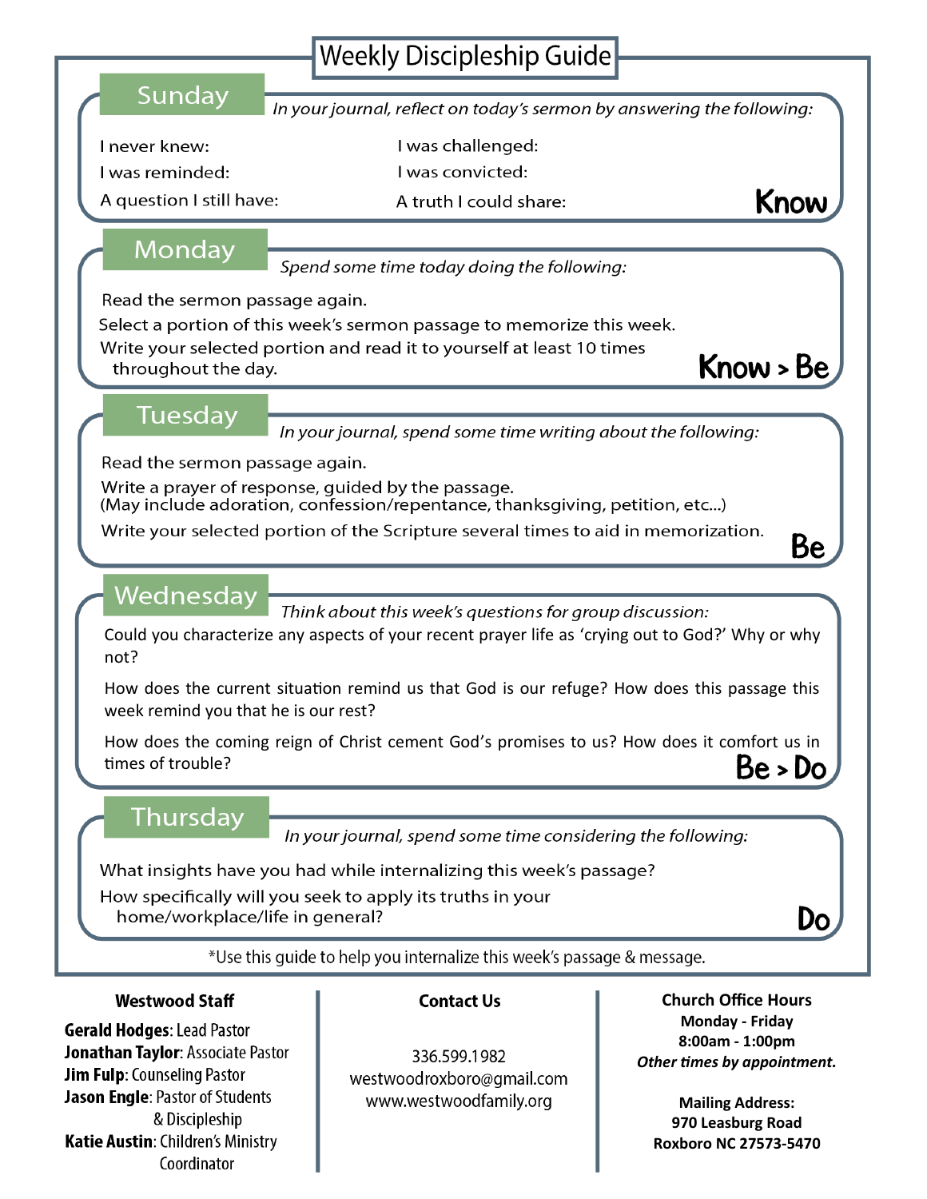# Weekly Discipleship Guide

## Sunday

*In your journal, reflect on today's sermon by answering the following:*

I never knew:

I was reminded:

A question I still have:

I was challenged:

I was convicted:

A truth I could share:

**Know**

## Monday

*Spend some time today doing the following:*

Read the sermon passage again.

Select a portion of this week's sermon passage to memorize this week.

Write your selected portion and read it to yourself at least 10 times throughout the day.

**Know > Be**

## Tuesday

*In your journal, spend some time writing about the following:*

Read the sermon passage again.

Write a prayer of response, guided by the passage.
(May include adoration, confession/repentance, thanksgiving, petition, etc...)

Write your selected portion of the Scripture several times to aid in memorization.

**Be**

## Wednesday

*Think about this week's questions for group discussion:*

Could you characterize any aspects of your recent prayer life as 'crying out to God?' Why or why not?

How does the current situation remind us that God is our refuge? How does this passage this week remind you that he is our rest?

How does the coming reign of Christ cement God's promises to us? How does it comfort us in times of trouble?

**Be > Do**

## Thursday

*In your journal, spend some time considering the following:*

What insights have you had while internalizing this week's passage?

How specifically will you seek to apply its truths in your home/workplace/life in general?

**Do**

*Use this guide to help you internalize this week's passage & message.

### Westwood Staff

**Gerald Hodges**: Lead Pastor
**Jonathan Taylor**: Associate Pastor
**Jim Fulp**: Counseling Pastor
**Jason Engle**: Pastor of Students & Discipleship
**Katie Austin**: Children's Ministry Coordinator

### Contact Us

336.599.1982
westwoodroxboro@gmail.com
www.westwoodfamily.org

### Church Office Hours

**Monday - Friday**
**8:00am - 1:00pm**
***Other times by appointment.***

**Mailing Address:**
**970 Leasburg Road**
**Roxboro NC 27573-5470**